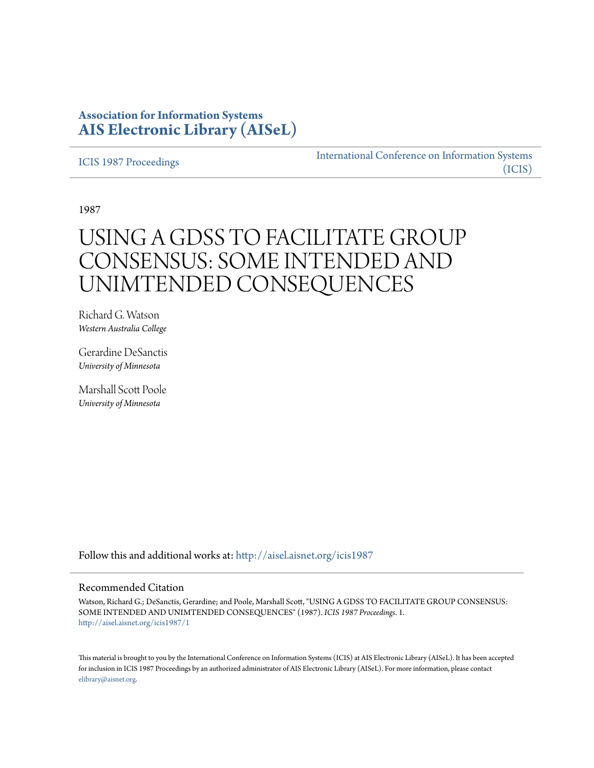**Association for Information Systems**
**AIS Electronic Library (AISeL)**

ICIS 1987 Proceedings

International Conference on Information Systems (ICIS)

1987

# USING A GDSS TO FACILITATE GROUP CONSENSUS: SOME INTENDED AND UNIMTENDED CONSEQUENCES

Richard G. Watson
*Western Australia College*

Gerardine DeSanctis
*University of Minnesota*

Marshall Scott Poole
*University of Minnesota*

Follow this and additional works at: http://aisel.aisnet.org/icis1987

## Recommended Citation

Watson, Richard G.; DeSanctis, Gerardine; and Poole, Marshall Scott, "USING A GDSS TO FACILITATE GROUP CONSENSUS: SOME INTENDED AND UNIMTENDED CONSEQUENCES" (1987). *ICIS 1987 Proceedings*. 1.
http://aisel.aisnet.org/icis1987/1

This material is brought to you by the International Conference on Information Systems (ICIS) at AIS Electronic Library (AISeL). It has been accepted for inclusion in ICIS 1987 Proceedings by an authorized administrator of AIS Electronic Library (AISeL). For more information, please contact elibrary@aisnet.org.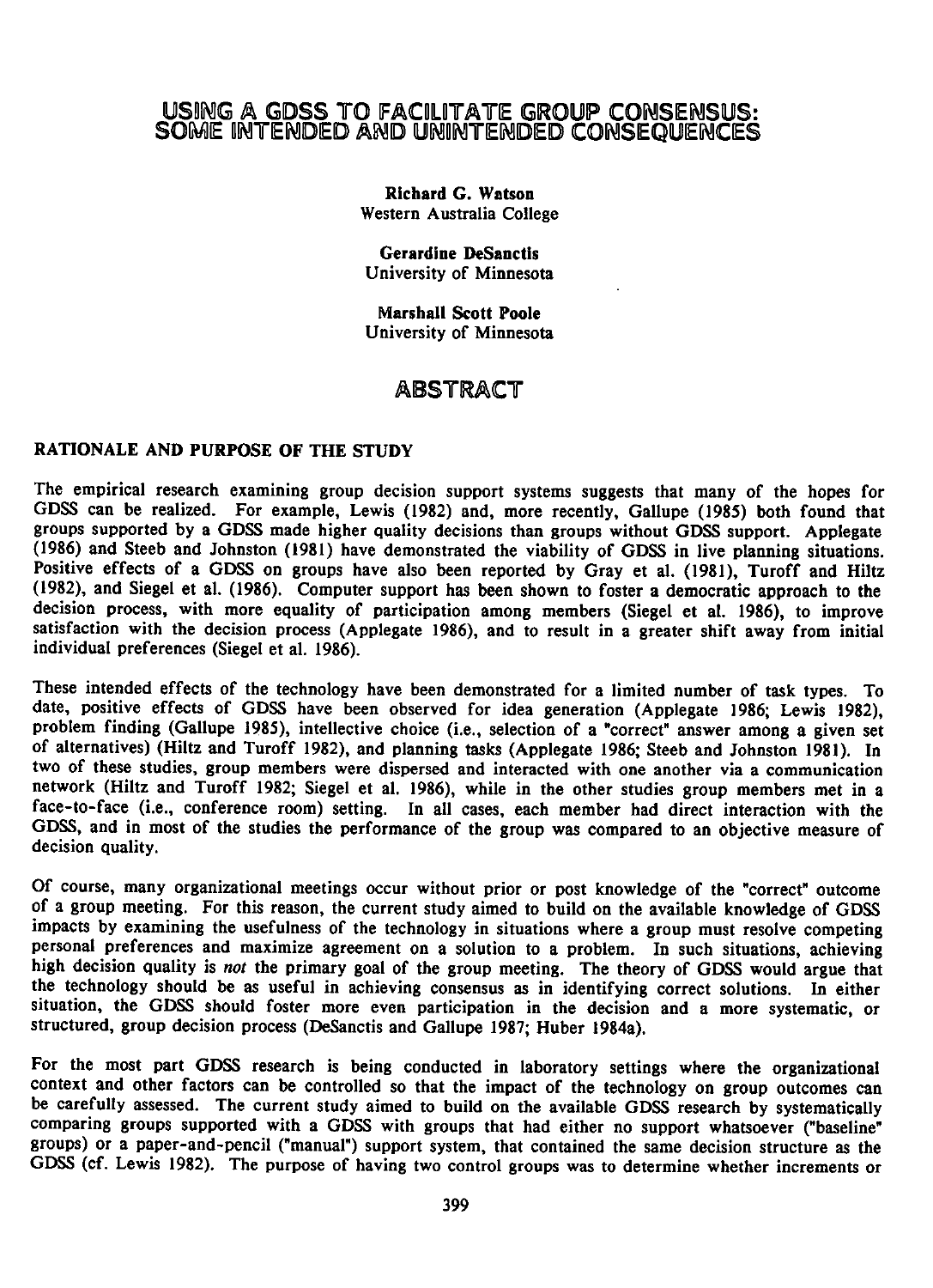# USING A GDSS TO FACILITATE GROUP CONSENSUS: SOME INTENDED AND UNINTENDED CONSEQUENCES

**Richard G. Watson**
Western Australia College

**Gerardine DeSanctis**
University of Minnesota

**Marshall Scott Poole**
University of Minnesota

## ABSTRACT

### RATIONALE AND PURPOSE OF THE STUDY

The empirical research examining group decision support systems suggests that many of the hopes for GDSS can be realized. For example, Lewis (1982) and, more recently, Gallupe (1985) both found that groups supported by a GDSS made higher quality decisions than groups without GDSS support. Applegate (1986) and Steeb and Johnston (1981) have demonstrated the viability of GDSS in live planning situations. Positive effects of a GDSS on groups have also been reported by Gray et al. (1981), Turoff and Hiltz (1982), and Siegel et al. (1986). Computer support has been shown to foster a democratic approach to the decision process, with more equality of participation among members (Siegel et al. 1986), to improve satisfaction with the decision process (Applegate 1986), and to result in a greater shift away from initial individual preferences (Siegel et al. 1986).

These intended effects of the technology have been demonstrated for a limited number of task types. To date, positive effects of GDSS have been observed for idea generation (Applegate 1986; Lewis 1982), problem finding (Gallupe 1985), intellective choice (i.e., selection of a "correct" answer among a given set of alternatives) (Hiltz and Turoff 1982), and planning tasks (Applegate 1986; Steeb and Johnston 1981). In two of these studies, group members were dispersed and interacted with one another via a communication network (Hiltz and Turoff 1982; Siegel et al. 1986), while in the other studies group members met in a face-to-face (i.e., conference room) setting. In all cases, each member had direct interaction with the GDSS, and in most of the studies the performance of the group was compared to an objective measure of decision quality.

Of course, many organizational meetings occur without prior or post knowledge of the "correct" outcome of a group meeting. For this reason, the current study aimed to build on the available knowledge of GDSS impacts by examining the usefulness of the technology in situations where a group must resolve competing personal preferences and maximize agreement on a solution to a problem. In such situations, achieving high decision quality is *not* the primary goal of the group meeting. The theory of GDSS would argue that the technology should be as useful in achieving consensus as in identifying correct solutions. In either situation, the GDSS should foster more even participation in the decision and a more systematic, or structured, group decision process (DeSanctis and Gallupe 1987; Huber 1984a).

For the most part GDSS research is being conducted in laboratory settings where the organizational context and other factors can be controlled so that the impact of the technology on group outcomes can be carefully assessed. The current study aimed to build on the available GDSS research by systematically comparing groups supported with a GDSS with groups that had either no support whatsoever ("baseline" groups) or a paper-and-pencil ("manual") support system, that contained the same decision structure as the GDSS (cf. Lewis 1982). The purpose of having two control groups was to determine whether increments or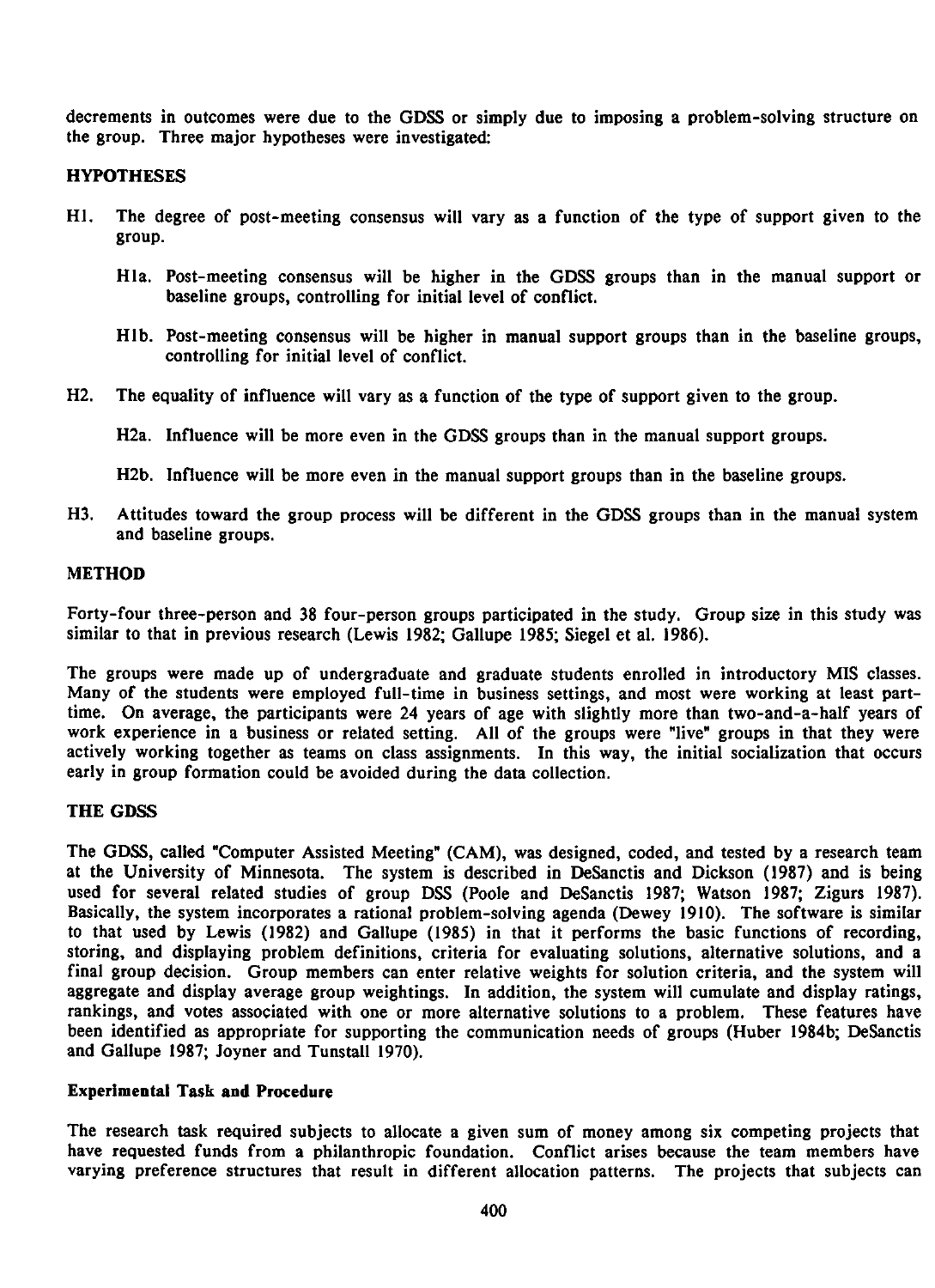decrements in outcomes were due to the GDSS or simply due to imposing a problem-solving structure on the group. Three major hypotheses were investigated:

## HYPOTHESES

H1. The degree of post-meeting consensus will vary as a function of the type of support given to the group.

> H1a. Post-meeting consensus will be higher in the GDSS groups than in the manual support or baseline groups, controlling for initial level of conflict.
>
> H1b. Post-meeting consensus will be higher in manual support groups than in the baseline groups, controlling for initial level of conflict.

H2. The equality of influence will vary as a function of the type of support given to the group.

> H2a. Influence will be more even in the GDSS groups than in the manual support groups.
>
> H2b. Influence will be more even in the manual support groups than in the baseline groups.

H3. Attitudes toward the group process will be different in the GDSS groups than in the manual system and baseline groups.

## METHOD

Forty-four three-person and 38 four-person groups participated in the study. Group size in this study was similar to that in previous research (Lewis 1982; Gallupe 1985; Siegel et al. 1986).

The groups were made up of undergraduate and graduate students enrolled in introductory MIS classes. Many of the students were employed full-time in business settings, and most were working at least part-time. On average, the participants were 24 years of age with slightly more than two-and-a-half years of work experience in a business or related setting. All of the groups were "live" groups in that they were actively working together as teams on class assignments. In this way, the initial socialization that occurs early in group formation could be avoided during the data collection.

## THE GDSS

The GDSS, called "Computer Assisted Meeting" (CAM), was designed, coded, and tested by a research team at the University of Minnesota. The system is described in DeSanctis and Dickson (1987) and is being used for several related studies of group DSS (Poole and DeSanctis 1987; Watson 1987; Zigurs 1987). Basically, the system incorporates a rational problem-solving agenda (Dewey 1910). The software is similar to that used by Lewis (1982) and Gallupe (1985) in that it performs the basic functions of recording, storing, and displaying problem definitions, criteria for evaluating solutions, alternative solutions, and a final group decision. Group members can enter relative weights for solution criteria, and the system will aggregate and display average group weightings. In addition, the system will cumulate and display ratings, rankings, and votes associated with one or more alternative solutions to a problem. These features have been identified as appropriate for supporting the communication needs of groups (Huber 1984b; DeSanctis and Gallupe 1987; Joyner and Tunstall 1970).

### Experimental Task and Procedure

The research task required subjects to allocate a given sum of money among six competing projects that have requested funds from a philanthropic foundation. Conflict arises because the team members have varying preference structures that result in different allocation patterns. The projects that subjects can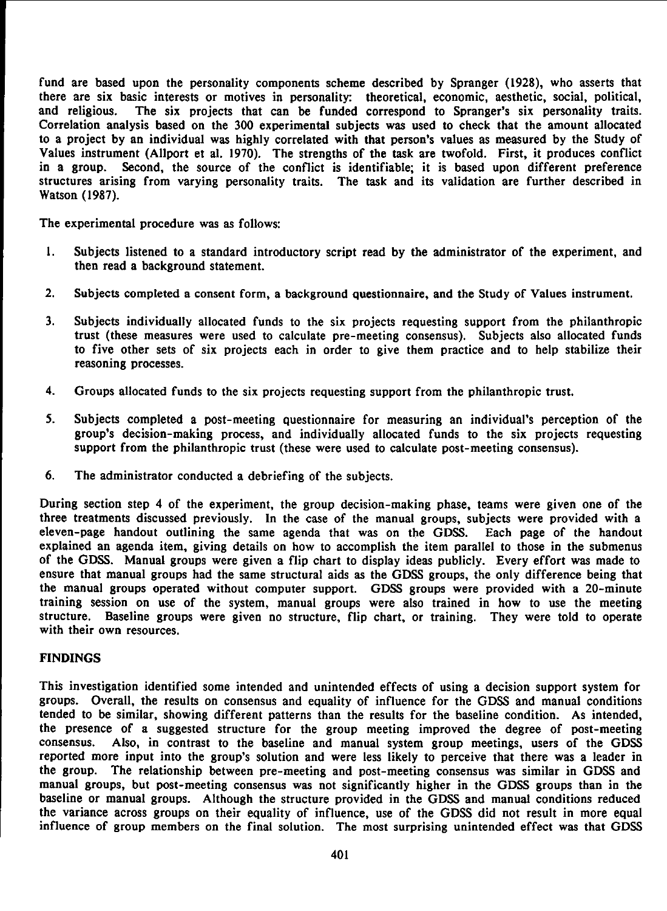fund are based upon the personality components scheme described by Spranger (1928), who asserts that there are six basic interests or motives in personality: theoretical, economic, aesthetic, social, political, and religious. The six projects that can be funded correspond to Spranger's six personality traits. Correlation analysis based on the 300 experimental subjects was used to check that the amount allocated to a project by an individual was highly correlated with that person's values as measured by the Study of Values instrument (Allport et al. 1970). The strengths of the task are twofold. First, it produces conflict in a group. Second, the source of the conflict is identifiable; it is based upon different preference structures arising from varying personality traits. The task and its validation are further described in Watson (1987).

The experimental procedure was as follows:

1. Subjects listened to a standard introductory script read by the administrator of the experiment, and then read a background statement.

2. Subjects completed a consent form, a background questionnaire, and the Study of Values instrument.

3. Subjects individually allocated funds to the six projects requesting support from the philanthropic trust (these measures were used to calculate pre-meeting consensus). Subjects also allocated funds to five other sets of six projects each in order to give them practice and to help stabilize their reasoning processes.

4. Groups allocated funds to the six projects requesting support from the philanthropic trust.

5. Subjects completed a post-meeting questionnaire for measuring an individual's perception of the group's decision-making process, and individually allocated funds to the six projects requesting support from the philanthropic trust (these were used to calculate post-meeting consensus).

6. The administrator conducted a debriefing of the subjects.

During section step 4 of the experiment, the group decision-making phase, teams were given one of the three treatments discussed previously. In the case of the manual groups, subjects were provided with a eleven-page handout outlining the same agenda that was on the GDSS. Each page of the handout explained an agenda item, giving details on how to accomplish the item parallel to those in the submenus of the GDSS. Manual groups were given a flip chart to display ideas publicly. Every effort was made to ensure that manual groups had the same structural aids as the GDSS groups, the only difference being that the manual groups operated without computer support. GDSS groups were provided with a 20-minute training session on use of the system, manual groups were also trained in how to use the meeting structure. Baseline groups were given no structure, flip chart, or training. They were told to operate with their own resources.

## FINDINGS

This investigation identified some intended and unintended effects of using a decision support system for groups. Overall, the results on consensus and equality of influence for the GDSS and manual conditions tended to be similar, showing different patterns than the results for the baseline condition. As intended, the presence of a suggested structure for the group meeting improved the degree of post-meeting consensus. Also, in contrast to the baseline and manual system group meetings, users of the GDSS reported more input into the group's solution and were less likely to perceive that there was a leader in the group. The relationship between pre-meeting and post-meeting consensus was similar in GDSS and manual groups, but post-meeting consensus was not significantly higher in the GDSS groups than in the baseline or manual groups. Although the structure provided in the GDSS and manual conditions reduced the variance across groups on their equality of influence, use of the GDSS did not result in more equal influence of group members on the final solution. The most surprising unintended effect was that GDSS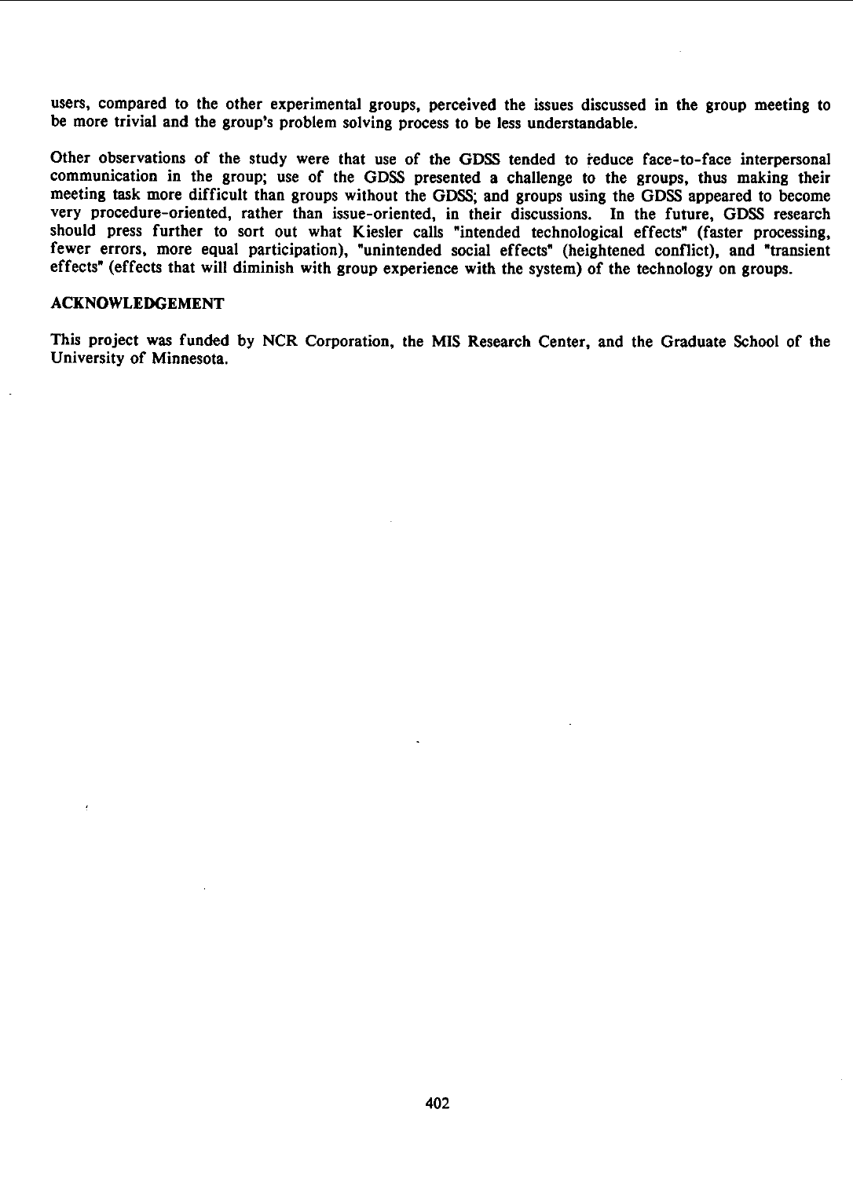users, compared to the other experimental groups, perceived the issues discussed in the group meeting to be more trivial and the group's problem solving process to be less understandable.

Other observations of the study were that use of the GDSS tended to reduce face-to-face interpersonal communication in the group; use of the GDSS presented a challenge to the groups, thus making their meeting task more difficult than groups without the GDSS; and groups using the GDSS appeared to become very procedure-oriented, rather than issue-oriented, in their discussions. In the future, GDSS research should press further to sort out what Kiesler calls "intended technological effects" (faster processing, fewer errors, more equal participation), "unintended social effects" (heightened conflict), and "transient effects" (effects that will diminish with group experience with the system) of the technology on groups.

## ACKNOWLEDGEMENT

This project was funded by NCR Corporation, the MIS Research Center, and the Graduate School of the University of Minnesota.